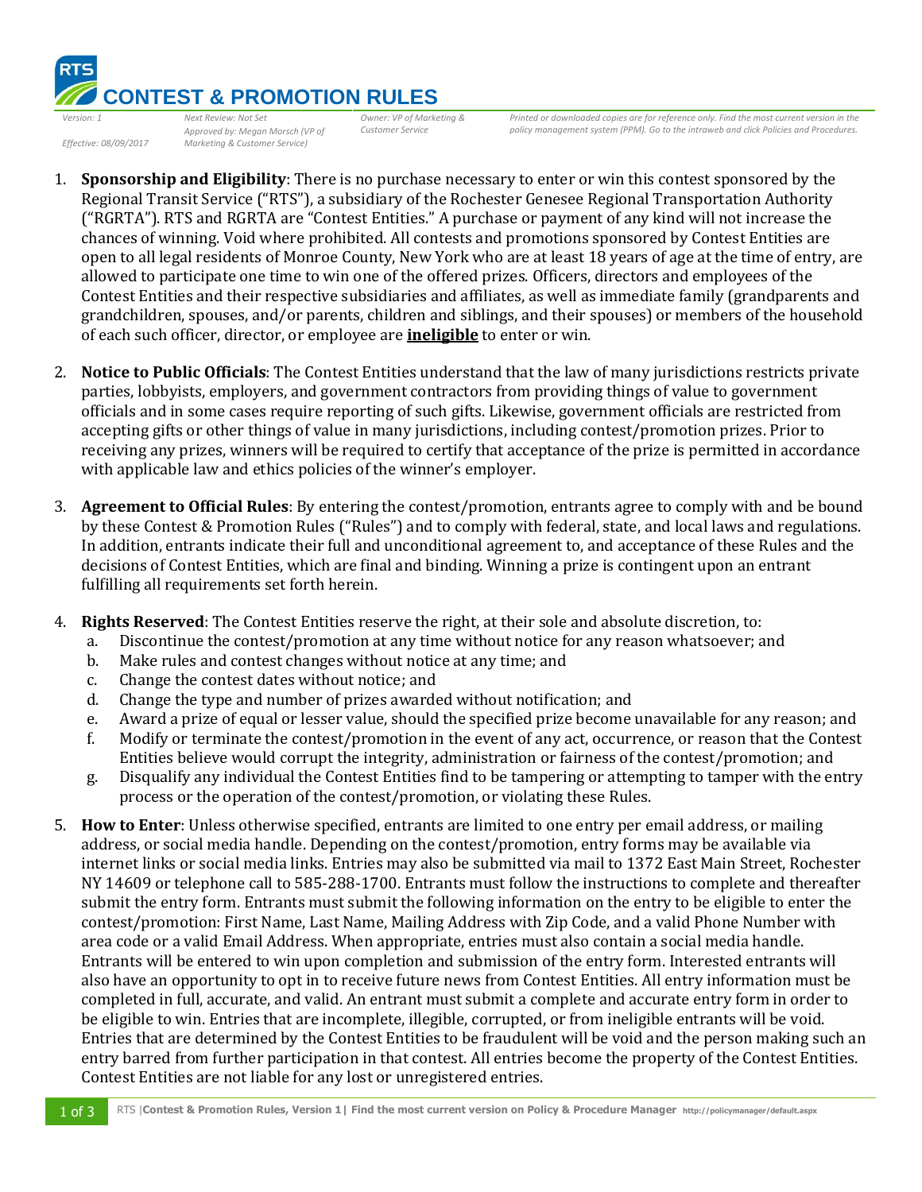# CONTEST & PROMOTION RULES

*Version: 1* | *Next Review: Not Set* | *Owner: VP of Marketing & Customer Service* | *Printed or downloaded copies are for reference only. Find the most current version in the policy management system (PPM). Go to the intraweb and click Policies and Procedures.*

*Effective: 08/09/2017* | *Approved by: Megan Morsch (VP of Marketing & Customer Service)*

1. **Sponsorship and Eligibility**: There is no purchase necessary to enter or win this contest sponsored by the Regional Transit Service ("RTS"), a subsidiary of the Rochester Genesee Regional Transportation Authority ("RGRTA"). RTS and RGRTA are "Contest Entities." A purchase or payment of any kind will not increase the chances of winning. Void where prohibited. All contests and promotions sponsored by Contest Entities are open to all legal residents of Monroe County, New York who are at least 18 years of age at the time of entry, are allowed to participate one time to win one of the offered prizes. Officers, directors and employees of the Contest Entities and their respective subsidiaries and affiliates, as well as immediate family (grandparents and grandchildren, spouses, and/or parents, children and siblings, and their spouses) or members of the household of each such officer, director, or employee are <u>**ineligible**</u> to enter or win.

2. **Notice to Public Officials**: The Contest Entities understand that the law of many jurisdictions restricts private parties, lobbyists, employers, and government contractors from providing things of value to government officials and in some cases require reporting of such gifts. Likewise, government officials are restricted from accepting gifts or other things of value in many jurisdictions, including contest/promotion prizes. Prior to receiving any prizes, winners will be required to certify that acceptance of the prize is permitted in accordance with applicable law and ethics policies of the winner's employer.

3. **Agreement to Official Rules**: By entering the contest/promotion, entrants agree to comply with and be bound by these Contest & Promotion Rules ("Rules") and to comply with federal, state, and local laws and regulations. In addition, entrants indicate their full and unconditional agreement to, and acceptance of these Rules and the decisions of Contest Entities, which are final and binding. Winning a prize is contingent upon an entrant fulfilling all requirements set forth herein.

4. **Rights Reserved**: The Contest Entities reserve the right, at their sole and absolute discretion, to:
   a. Discontinue the contest/promotion at any time without notice for any reason whatsoever; and
   b. Make rules and contest changes without notice at any time; and
   c. Change the contest dates without notice; and
   d. Change the type and number of prizes awarded without notification; and
   e. Award a prize of equal or lesser value, should the specified prize become unavailable for any reason; and
   f. Modify or terminate the contest/promotion in the event of any act, occurrence, or reason that the Contest Entities believe would corrupt the integrity, administration or fairness of the contest/promotion; and
   g. Disqualify any individual the Contest Entities find to be tampering or attempting to tamper with the entry process or the operation of the contest/promotion, or violating these Rules.

5. **How to Enter**: Unless otherwise specified, entrants are limited to one entry per email address, or mailing address, or social media handle. Depending on the contest/promotion, entry forms may be available via internet links or social media links. Entries may also be submitted via mail to 1372 East Main Street, Rochester NY 14609 or telephone call to 585-288-1700. Entrants must follow the instructions to complete and thereafter submit the entry form. Entrants must submit the following information on the entry to be eligible to enter the contest/promotion: First Name, Last Name, Mailing Address with Zip Code, and a valid Phone Number with area code or a valid Email Address. When appropriate, entries must also contain a social media handle. Entrants will be entered to win upon completion and submission of the entry form. Interested entrants will also have an opportunity to opt in to receive future news from Contest Entities. All entry information must be completed in full, accurate, and valid. An entrant must submit a complete and accurate entry form in order to be eligible to win. Entries that are incomplete, illegible, corrupted, or from ineligible entrants will be void. Entries that are determined by the Contest Entities to be fraudulent will be void and the person making such an entry barred from further participation in that contest. All entries become the property of the Contest Entities. Contest Entities are not liable for any lost or unregistered entries.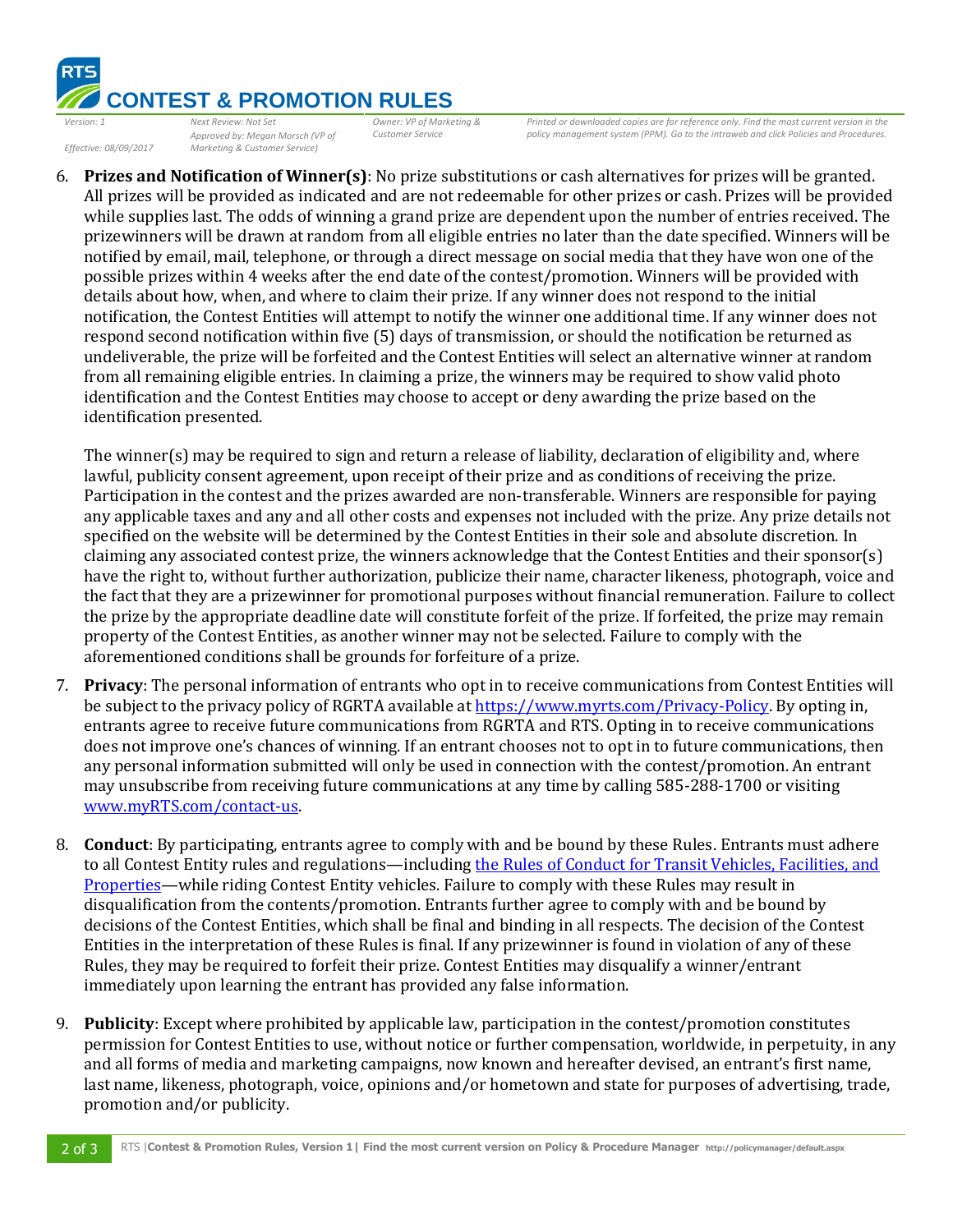6. **Prizes and Notification of Winner(s)**: No prize substitutions or cash alternatives for prizes will be granted. All prizes will be provided as indicated and are not redeemable for other prizes or cash. Prizes will be provided while supplies last. The odds of winning a grand prize are dependent upon the number of entries received. The prizewinners will be drawn at random from all eligible entries no later than the date specified. Winners will be notified by email, mail, telephone, or through a direct message on social media that they have won one of the possible prizes within 4 weeks after the end date of the contest/promotion. Winners will be provided with details about how, when, and where to claim their prize. If any winner does not respond to the initial notification, the Contest Entities will attempt to notify the winner one additional time. If any winner does not respond second notification within five (5) days of transmission, or should the notification be returned as undeliverable, the prize will be forfeited and the Contest Entities will select an alternative winner at random from all remaining eligible entries. In claiming a prize, the winners may be required to show valid photo identification and the Contest Entities may choose to accept or deny awarding the prize based on the identification presented.

   The winner(s) may be required to sign and return a release of liability, declaration of eligibility and, where lawful, publicity consent agreement, upon receipt of their prize and as conditions of receiving the prize. Participation in the contest and the prizes awarded are non-transferable. Winners are responsible for paying any applicable taxes and any and all other costs and expenses not included with the prize. Any prize details not specified on the website will be determined by the Contest Entities in their sole and absolute discretion. In claiming any associated contest prize, the winners acknowledge that the Contest Entities and their sponsor(s) have the right to, without further authorization, publicize their name, character likeness, photograph, voice and the fact that they are a prizewinner for promotional purposes without financial remuneration. Failure to collect the prize by the appropriate deadline date will constitute forfeit of the prize. If forfeited, the prize may remain property of the Contest Entities, as another winner may not be selected. Failure to comply with the aforementioned conditions shall be grounds for forfeiture of a prize.

7. **Privacy**: The personal information of entrants who opt in to receive communications from Contest Entities will be subject to the privacy policy of RGRTA available at [https://www.myrts.com/Privacy-Policy](https://www.myrts.com/Privacy-Policy). By opting in, entrants agree to receive future communications from RGRTA and RTS. Opting in to receive communications does not improve one's chances of winning. If an entrant chooses not to opt in to future communications, then any personal information submitted will only be used in connection with the contest/promotion. An entrant may unsubscribe from receiving future communications at any time by calling 585-288-1700 or visiting [www.myRTS.com/contact-us](www.myRTS.com/contact-us).

8. **Conduct**: By participating, entrants agree to comply with and be bound by these Rules. Entrants must adhere to all Contest Entity rules and regulations—including the Rules of Conduct for Transit Vehicles, Facilities, and Properties—while riding Contest Entity vehicles. Failure to comply with these Rules may result in disqualification from the contents/promotion. Entrants further agree to comply with and be bound by decisions of the Contest Entities, which shall be final and binding in all respects. The decision of the Contest Entities in the interpretation of these Rules is final. If any prizewinner is found in violation of any of these Rules, they may be required to forfeit their prize. Contest Entities may disqualify a winner/entrant immediately upon learning the entrant has provided any false information.

9. **Publicity**: Except where prohibited by applicable law, participation in the contest/promotion constitutes permission for Contest Entities to use, without notice or further compensation, worldwide, in perpetuity, in any and all forms of media and marketing campaigns, now known and hereafter devised, an entrant's first name, last name, likeness, photograph, voice, opinions and/or hometown and state for purposes of advertising, trade, promotion and/or publicity.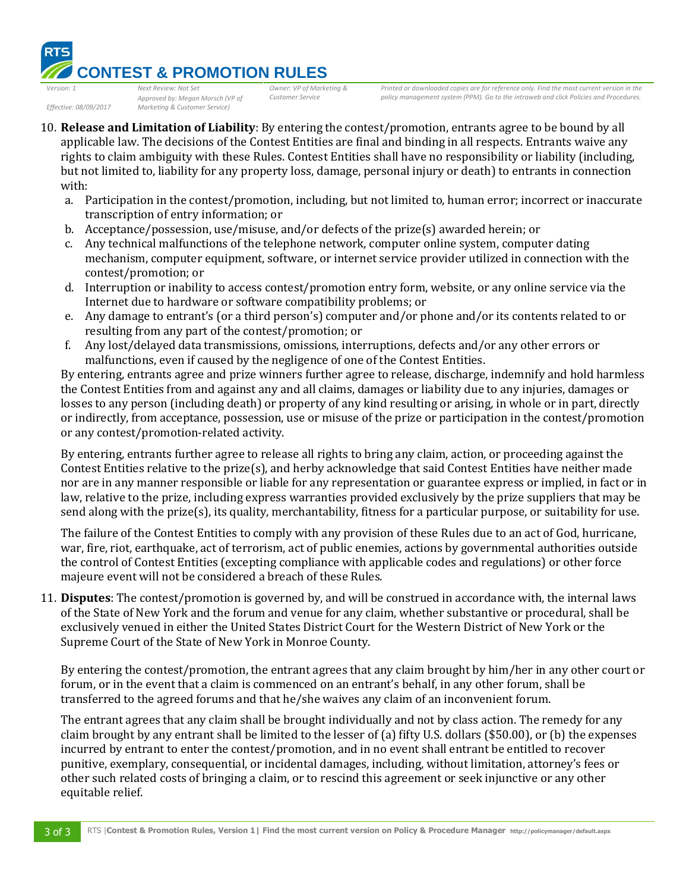10. **Release and Limitation of Liability**: By entering the contest/promotion, entrants agree to be bound by all applicable law. The decisions of the Contest Entities are final and binding in all respects. Entrants waive any rights to claim ambiguity with these Rules. Contest Entities shall have no responsibility or liability (including, but not limited to, liability for any property loss, damage, personal injury or death) to entrants in connection with:
    a. Participation in the contest/promotion, including, but not limited to, human error; incorrect or inaccurate transcription of entry information; or
    b. Acceptance/possession, use/misuse, and/or defects of the prize(s) awarded herein; or
    c. Any technical malfunctions of the telephone network, computer online system, computer dating mechanism, computer equipment, software, or internet service provider utilized in connection with the contest/promotion; or
    d. Interruption or inability to access contest/promotion entry form, website, or any online service via the Internet due to hardware or software compatibility problems; or
    e. Any damage to entrant's (or a third person's) computer and/or phone and/or its contents related to or resulting from any part of the contest/promotion; or
    f. Any lost/delayed data transmissions, omissions, interruptions, defects and/or any other errors or malfunctions, even if caused by the negligence of one of the Contest Entities.

    By entering, entrants agree and prize winners further agree to release, discharge, indemnify and hold harmless the Contest Entities from and against any and all claims, damages or liability due to any injuries, damages or losses to any person (including death) or property of any kind resulting or arising, in whole or in part, directly or indirectly, from acceptance, possession, use or misuse of the prize or participation in the contest/promotion or any contest/promotion-related activity.

    By entering, entrants further agree to release all rights to bring any claim, action, or proceeding against the Contest Entities relative to the prize(s), and herby acknowledge that said Contest Entities have neither made nor are in any manner responsible or liable for any representation or guarantee express or implied, in fact or in law, relative to the prize, including express warranties provided exclusively by the prize suppliers that may be send along with the prize(s), its quality, merchantability, fitness for a particular purpose, or suitability for use.

    The failure of the Contest Entities to comply with any provision of these Rules due to an act of God, hurricane, war, fire, riot, earthquake, act of terrorism, act of public enemies, actions by governmental authorities outside the control of Contest Entities (excepting compliance with applicable codes and regulations) or other force majeure event will not be considered a breach of these Rules.

11. **Disputes**: The contest/promotion is governed by, and will be construed in accordance with, the internal laws of the State of New York and the forum and venue for any claim, whether substantive or procedural, shall be exclusively venued in either the United States District Court for the Western District of New York or the Supreme Court of the State of New York in Monroe County.

    By entering the contest/promotion, the entrant agrees that any claim brought by him/her in any other court or forum, or in the event that a claim is commenced on an entrant's behalf, in any other forum, shall be transferred to the agreed forums and that he/she waives any claim of an inconvenient forum.

    The entrant agrees that any claim shall be brought individually and not by class action. The remedy for any claim brought by any entrant shall be limited to the lesser of (a) fifty U.S. dollars ($50.00), or (b) the expenses incurred by entrant to enter the contest/promotion, and in no event shall entrant be entitled to recover punitive, exemplary, consequential, or incidental damages, including, without limitation, attorney's fees or other such related costs of bringing a claim, or to rescind this agreement or seek injunctive or any other equitable relief.